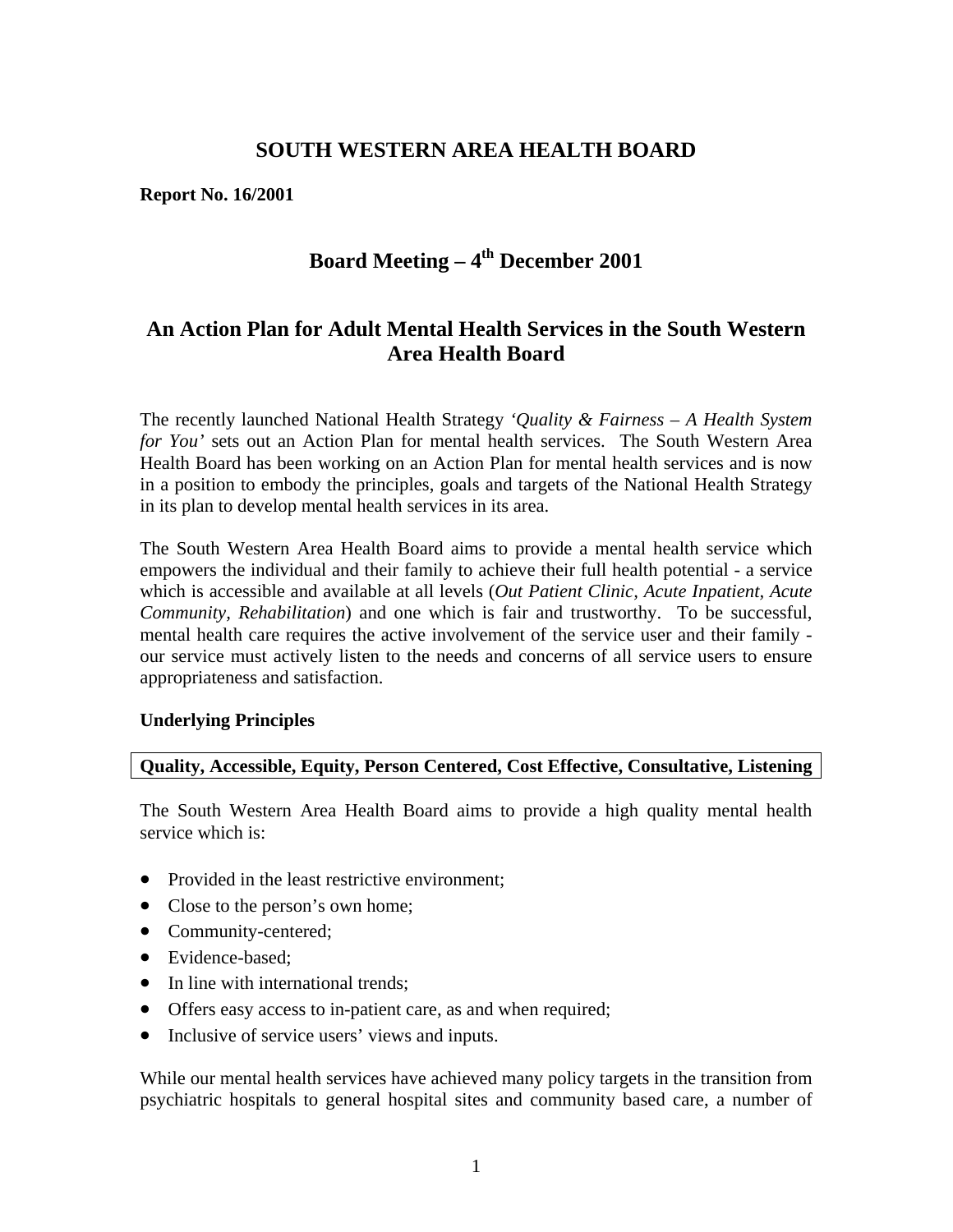# SOUTH WESTERN AREA HEALTH BOARD

**Report No. 16/2001**

## Board Meeting – 4th December 2001

## An Action Plan for Adult Mental Health Services in the South Western Area Health Board

The recently launched National Health Strategy *'Quality & Fairness – A Health System for You'* sets out an Action Plan for mental health services. The South Western Area Health Board has been working on an Action Plan for mental health services and is now in a position to embody the principles, goals and targets of the National Health Strategy in its plan to develop mental health services in its area.

The South Western Area Health Board aims to provide a mental health service which empowers the individual and their family to achieve their full health potential - a service which is accessible and available at all levels (*Out Patient Clinic, Acute Inpatient, Acute Community, Rehabilitation*) and one which is fair and trustworthy. To be successful, mental health care requires the active involvement of the service user and their family - our service must actively listen to the needs and concerns of all service users to ensure appropriateness and satisfaction.

**Underlying Principles**

**Quality, Accessible, Equity, Person Centered, Cost Effective, Consultative, Listening**

The South Western Area Health Board aims to provide a high quality mental health service which is:

- Provided in the least restrictive environment;
- Close to the person's own home;
- Community-centered;
- Evidence-based;
- In line with international trends;
- Offers easy access to in-patient care, as and when required;
- Inclusive of service users' views and inputs.

While our mental health services have achieved many policy targets in the transition from psychiatric hospitals to general hospital sites and community based care, a number of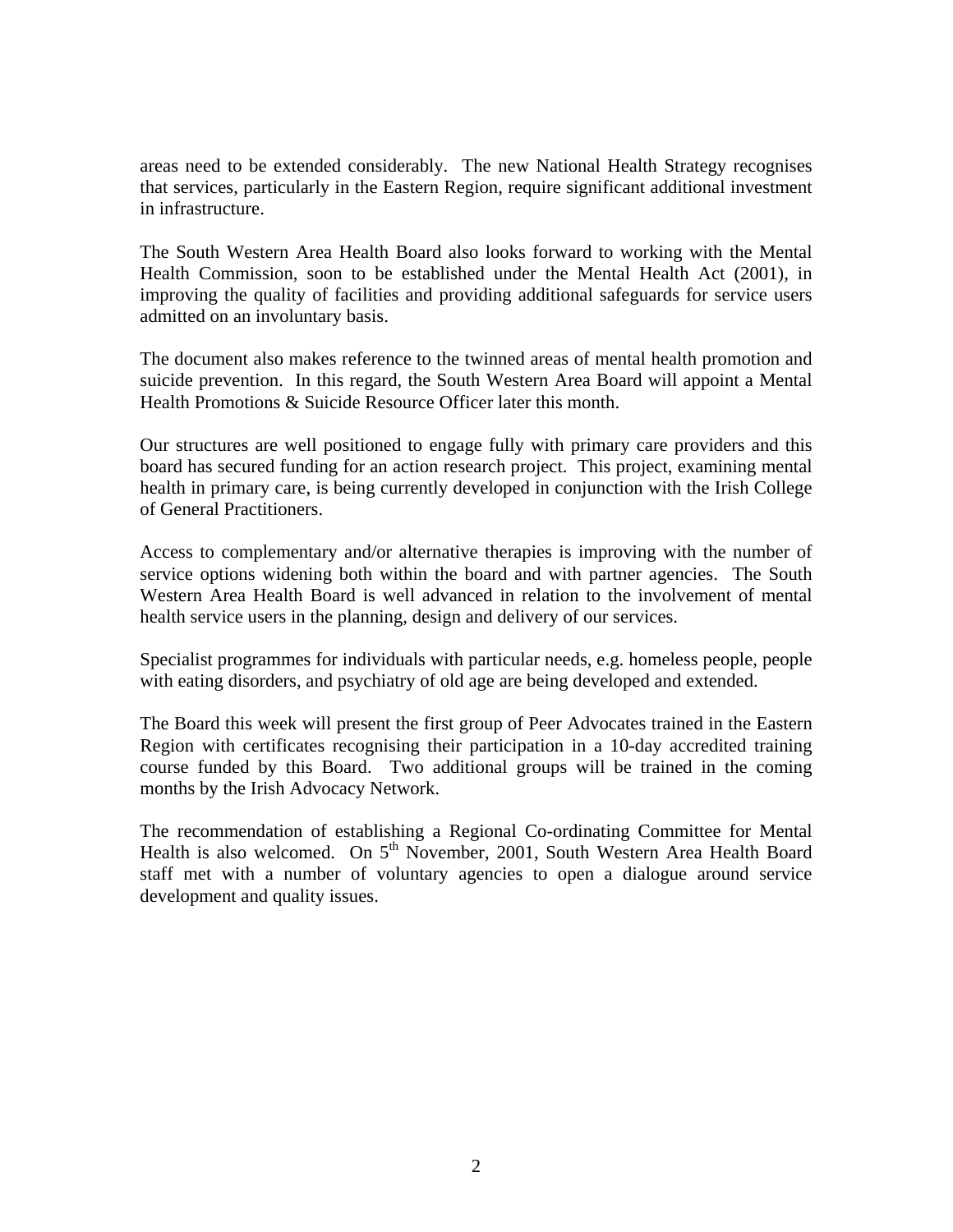areas need to be extended considerably. The new National Health Strategy recognises that services, particularly in the Eastern Region, require significant additional investment in infrastructure.

The South Western Area Health Board also looks forward to working with the Mental Health Commission, soon to be established under the Mental Health Act (2001), in improving the quality of facilities and providing additional safeguards for service users admitted on an involuntary basis.

The document also makes reference to the twinned areas of mental health promotion and suicide prevention. In this regard, the South Western Area Board will appoint a Mental Health Promotions & Suicide Resource Officer later this month.

Our structures are well positioned to engage fully with primary care providers and this board has secured funding for an action research project. This project, examining mental health in primary care, is being currently developed in conjunction with the Irish College of General Practitioners.

Access to complementary and/or alternative therapies is improving with the number of service options widening both within the board and with partner agencies. The South Western Area Health Board is well advanced in relation to the involvement of mental health service users in the planning, design and delivery of our services.

Specialist programmes for individuals with particular needs, e.g. homeless people, people with eating disorders, and psychiatry of old age are being developed and extended.

The Board this week will present the first group of Peer Advocates trained in the Eastern Region with certificates recognising their participation in a 10-day accredited training course funded by this Board. Two additional groups will be trained in the coming months by the Irish Advocacy Network.

The recommendation of establishing a Regional Co-ordinating Committee for Mental Health is also welcomed. On 5th November, 2001, South Western Area Health Board staff met with a number of voluntary agencies to open a dialogue around service development and quality issues.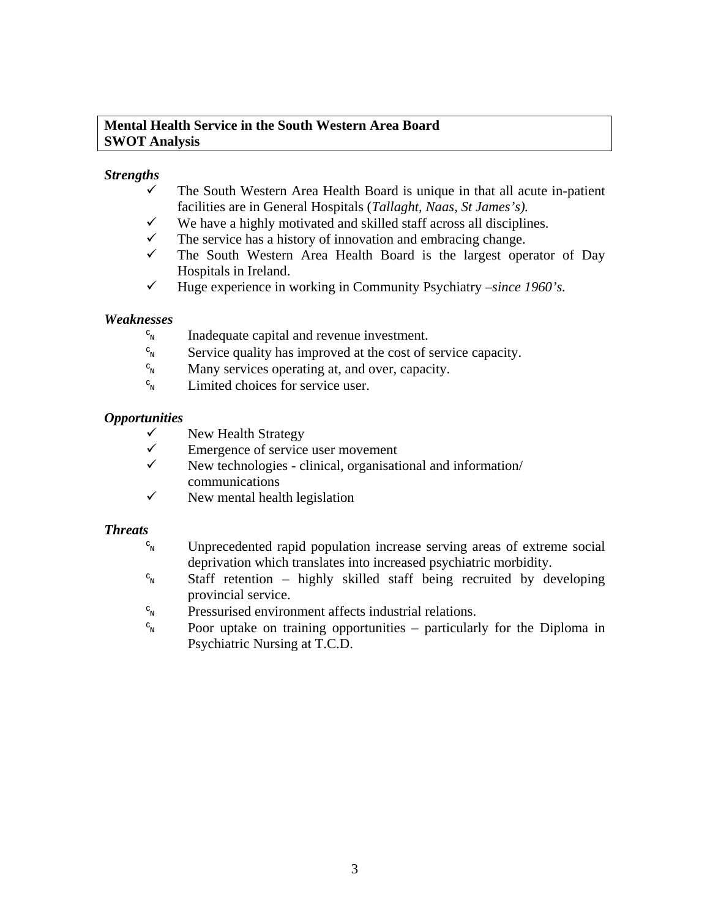**Mental Health Service in the South Western Area Board**
**SWOT Analysis**

***Strengths***

- ✓ The South Western Area Health Board is unique in that all acute in-patient facilities are in General Hospitals (*Tallaght, Naas, St James's).*
- ✓ We have a highly motivated and skilled staff across all disciplines.
- ✓ The service has a history of innovation and embracing change.
- ✓ The South Western Area Health Board is the largest operator of Day Hospitals in Ireland.
- ✓ Huge experience in working in Community Psychiatry –*since 1960's.*

***Weaknesses***

- Inadequate capital and revenue investment.
- Service quality has improved at the cost of service capacity.
- Many services operating at, and over, capacity.
- Limited choices for service user.

***Opportunities***

- ✓ New Health Strategy
- ✓ Emergence of service user movement
- ✓ New technologies - clinical, organisational and information/ communications
- ✓ New mental health legislation

***Threats***

- Unprecedented rapid population increase serving areas of extreme social deprivation which translates into increased psychiatric morbidity.
- Staff retention – highly skilled staff being recruited by developing provincial service.
- Pressurised environment affects industrial relations.
- Poor uptake on training opportunities – particularly for the Diploma in Psychiatric Nursing at T.C.D.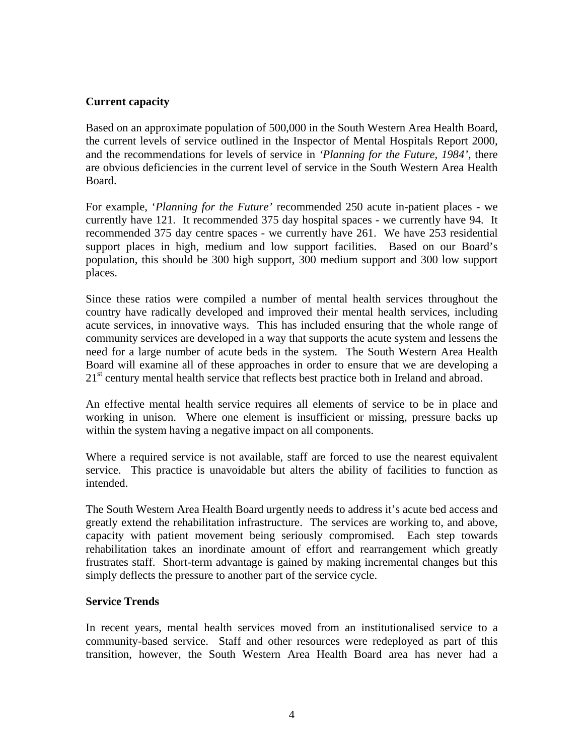## Current capacity

Based on an approximate population of 500,000 in the South Western Area Health Board, the current levels of service outlined in the Inspector of Mental Hospitals Report 2000, and the recommendations for levels of service in *'Planning for the Future, 1984'*, there are obvious deficiencies in the current level of service in the South Western Area Health Board.

For example, '*Planning for the Future'* recommended 250 acute in-patient places - we currently have 121. It recommended 375 day hospital spaces - we currently have 94. It recommended 375 day centre spaces - we currently have 261. We have 253 residential support places in high, medium and low support facilities. Based on our Board's population, this should be 300 high support, 300 medium support and 300 low support places.

Since these ratios were compiled a number of mental health services throughout the country have radically developed and improved their mental health services, including acute services, in innovative ways. This has included ensuring that the whole range of community services are developed in a way that supports the acute system and lessens the need for a large number of acute beds in the system. The South Western Area Health Board will examine all of these approaches in order to ensure that we are developing a 21st century mental health service that reflects best practice both in Ireland and abroad.

An effective mental health service requires all elements of service to be in place and working in unison. Where one element is insufficient or missing, pressure backs up within the system having a negative impact on all components.

Where a required service is not available, staff are forced to use the nearest equivalent service. This practice is unavoidable but alters the ability of facilities to function as intended.

The South Western Area Health Board urgently needs to address it's acute bed access and greatly extend the rehabilitation infrastructure. The services are working to, and above, capacity with patient movement being seriously compromised. Each step towards rehabilitation takes an inordinate amount of effort and rearrangement which greatly frustrates staff. Short-term advantage is gained by making incremental changes but this simply deflects the pressure to another part of the service cycle.

## Service Trends

In recent years, mental health services moved from an institutionalised service to a community-based service. Staff and other resources were redeployed as part of this transition, however, the South Western Area Health Board area has never had a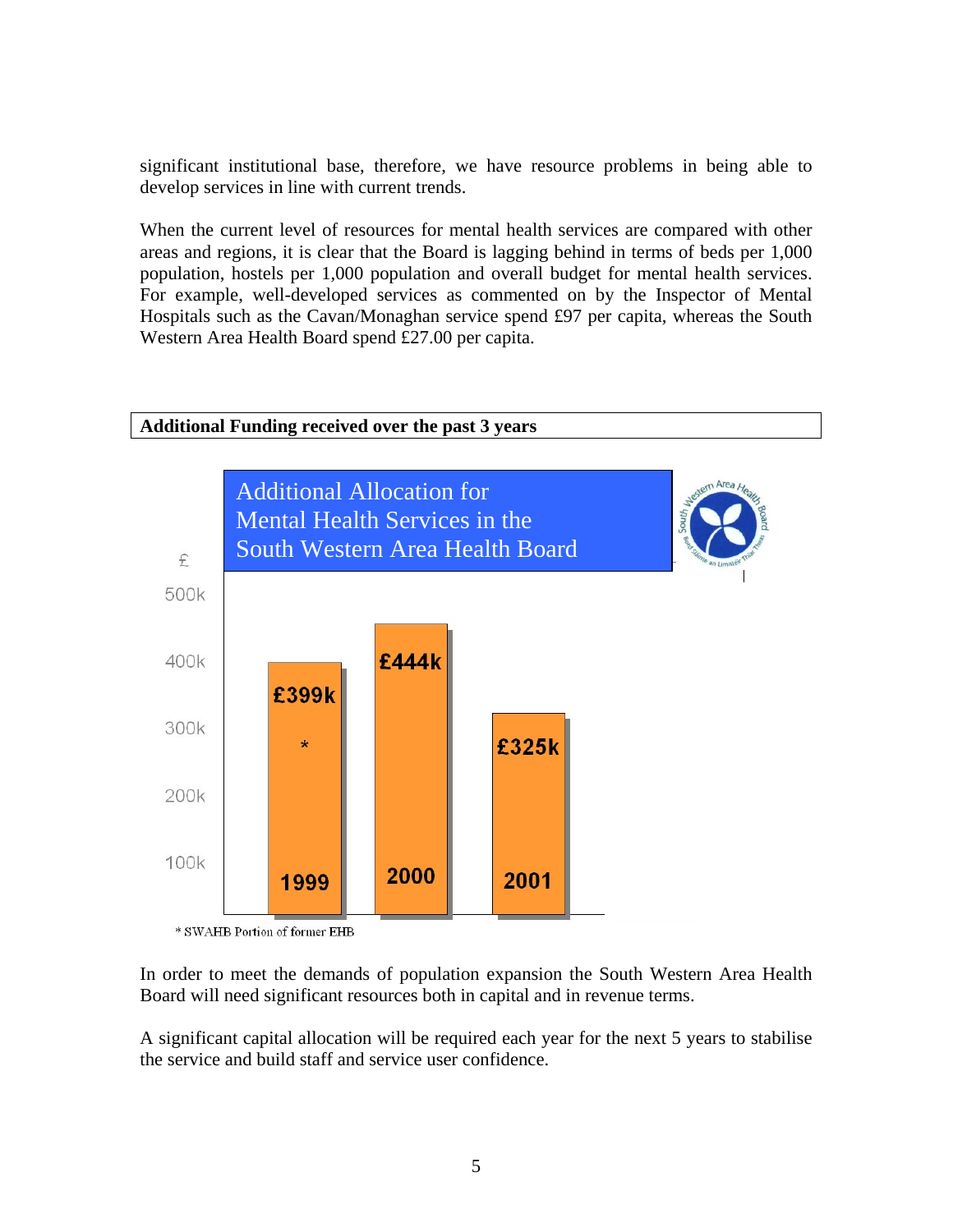significant institutional base, therefore, we have resource problems in being able to develop services in line with current trends.

When the current level of resources for mental health services are compared with other areas and regions, it is clear that the Board is lagging behind in terms of beds per 1,000 population, hostels per 1,000 population and overall budget for mental health services. For example, well-developed services as commented on by the Inspector of Mental Hospitals such as the Cavan/Monaghan service spend £97 per capita, whereas the South Western Area Health Board spend £27.00 per capita.

**Additional Funding received over the past 3 years**

Additional Allocation for Mental Health Services in the South Western Area Health Board

| Year | £ |
|---|---|
| 1999 | £399k * |
| 2000 | £444k |
| 2001 | £325k |

\* SWAHB Portion of former EHB

In order to meet the demands of population expansion the South Western Area Health Board will need significant resources both in capital and in revenue terms.

A significant capital allocation will be required each year for the next 5 years to stabilise the service and build staff and service user confidence.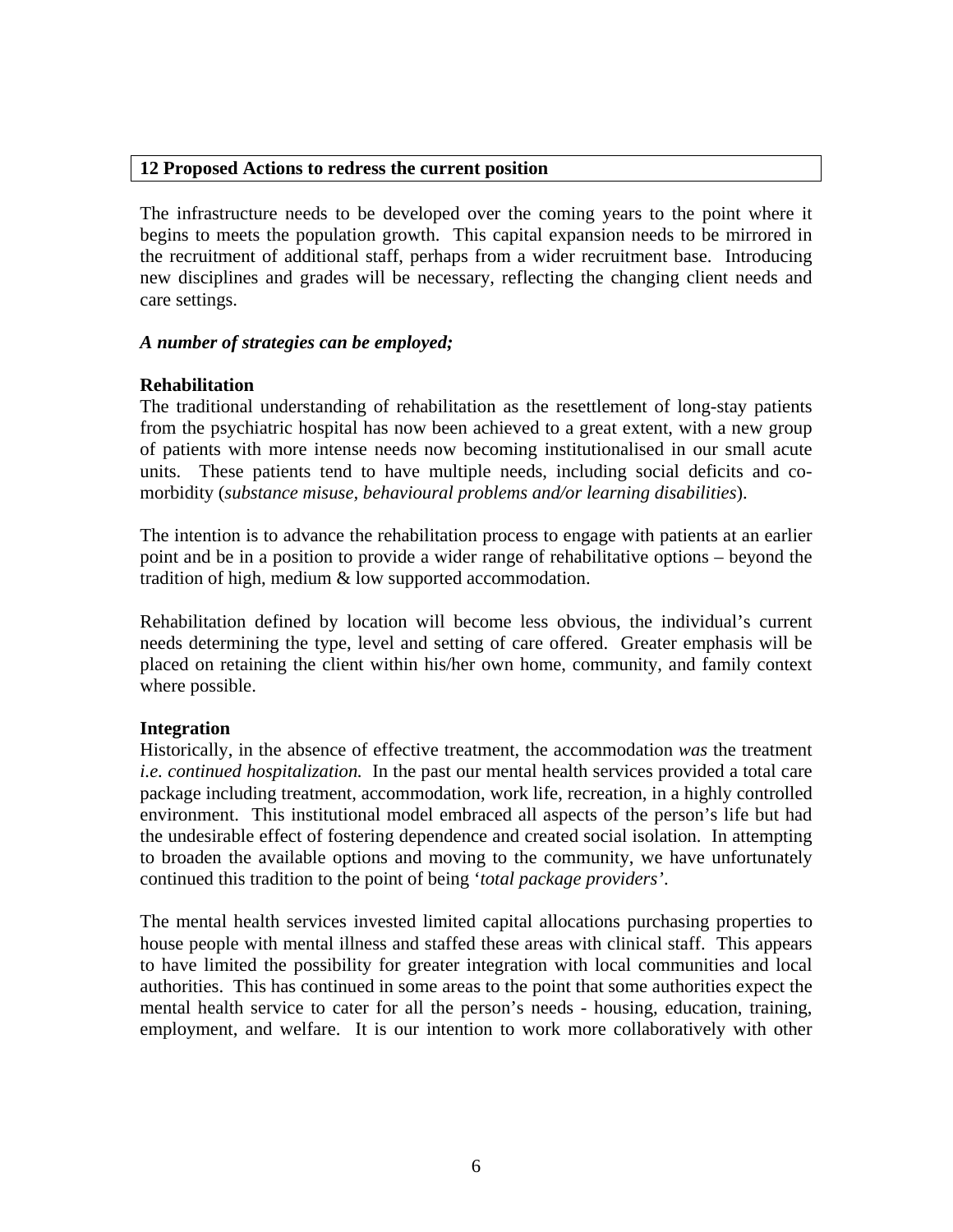## 12 Proposed Actions to redress the current position

The infrastructure needs to be developed over the coming years to the point where it begins to meets the population growth. This capital expansion needs to be mirrored in the recruitment of additional staff, perhaps from a wider recruitment base. Introducing new disciplines and grades will be necessary, reflecting the changing client needs and care settings.

***A number of strategies can be employed;***

**Rehabilitation**

The traditional understanding of rehabilitation as the resettlement of long-stay patients from the psychiatric hospital has now been achieved to a great extent, with a new group of patients with more intense needs now becoming institutionalised in our small acute units. These patients tend to have multiple needs, including social deficits and co-morbidity (*substance misuse, behavioural problems and/or learning disabilities*).

The intention is to advance the rehabilitation process to engage with patients at an earlier point and be in a position to provide a wider range of rehabilitative options – beyond the tradition of high, medium & low supported accommodation.

Rehabilitation defined by location will become less obvious, the individual's current needs determining the type, level and setting of care offered. Greater emphasis will be placed on retaining the client within his/her own home, community, and family context where possible.

**Integration**

Historically, in the absence of effective treatment, the accommodation *was* the treatment *i.e. continued hospitalization.* In the past our mental health services provided a total care package including treatment, accommodation, work life, recreation, in a highly controlled environment. This institutional model embraced all aspects of the person's life but had the undesirable effect of fostering dependence and created social isolation. In attempting to broaden the available options and moving to the community, we have unfortunately continued this tradition to the point of being '*total package providers*'.

The mental health services invested limited capital allocations purchasing properties to house people with mental illness and staffed these areas with clinical staff. This appears to have limited the possibility for greater integration with local communities and local authorities. This has continued in some areas to the point that some authorities expect the mental health service to cater for all the person's needs - housing, education, training, employment, and welfare. It is our intention to work more collaboratively with other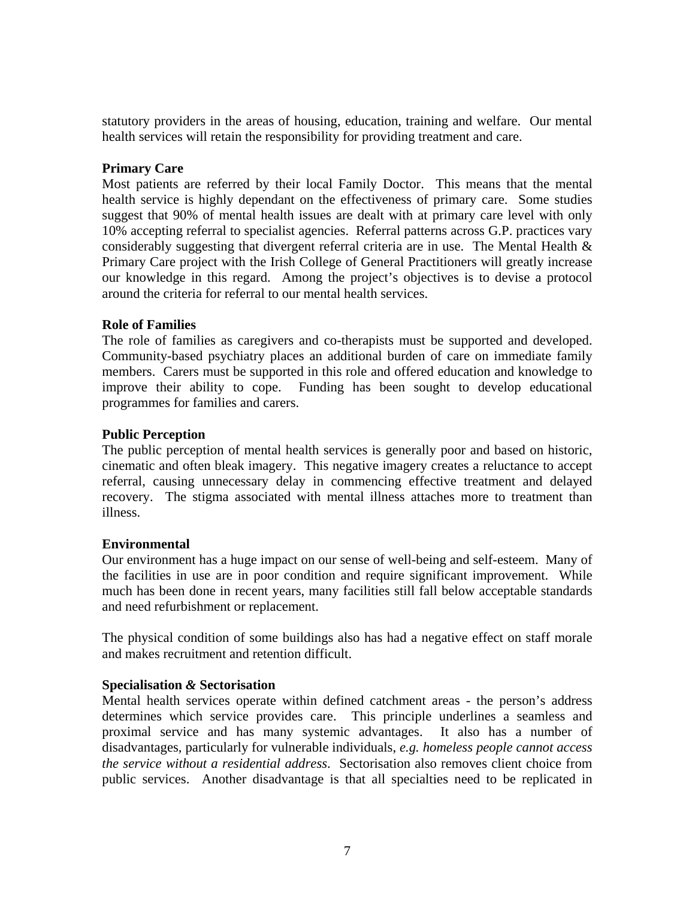statutory providers in the areas of housing, education, training and welfare. Our mental health services will retain the responsibility for providing treatment and care.

**Primary Care**

Most patients are referred by their local Family Doctor. This means that the mental health service is highly dependant on the effectiveness of primary care. Some studies suggest that 90% of mental health issues are dealt with at primary care level with only 10% accepting referral to specialist agencies. Referral patterns across G.P. practices vary considerably suggesting that divergent referral criteria are in use. The Mental Health & Primary Care project with the Irish College of General Practitioners will greatly increase our knowledge in this regard. Among the project's objectives is to devise a protocol around the criteria for referral to our mental health services.

**Role of Families**

The role of families as caregivers and co-therapists must be supported and developed. Community-based psychiatry places an additional burden of care on immediate family members. Carers must be supported in this role and offered education and knowledge to improve their ability to cope. Funding has been sought to develop educational programmes for families and carers.

**Public Perception**

The public perception of mental health services is generally poor and based on historic, cinematic and often bleak imagery. This negative imagery creates a reluctance to accept referral, causing unnecessary delay in commencing effective treatment and delayed recovery. The stigma associated with mental illness attaches more to treatment than illness.

**Environmental**

Our environment has a huge impact on our sense of well-being and self-esteem. Many of the facilities in use are in poor condition and require significant improvement. While much has been done in recent years, many facilities still fall below acceptable standards and need refurbishment or replacement.

The physical condition of some buildings also has had a negative effect on staff morale and makes recruitment and retention difficult.

**Specialisation & Sectorisation**

Mental health services operate within defined catchment areas - the person's address determines which service provides care. This principle underlines a seamless and proximal service and has many systemic advantages. It also has a number of disadvantages, particularly for vulnerable individuals, *e.g. homeless people cannot access the service without a residential address*. Sectorisation also removes client choice from public services. Another disadvantage is that all specialties need to be replicated in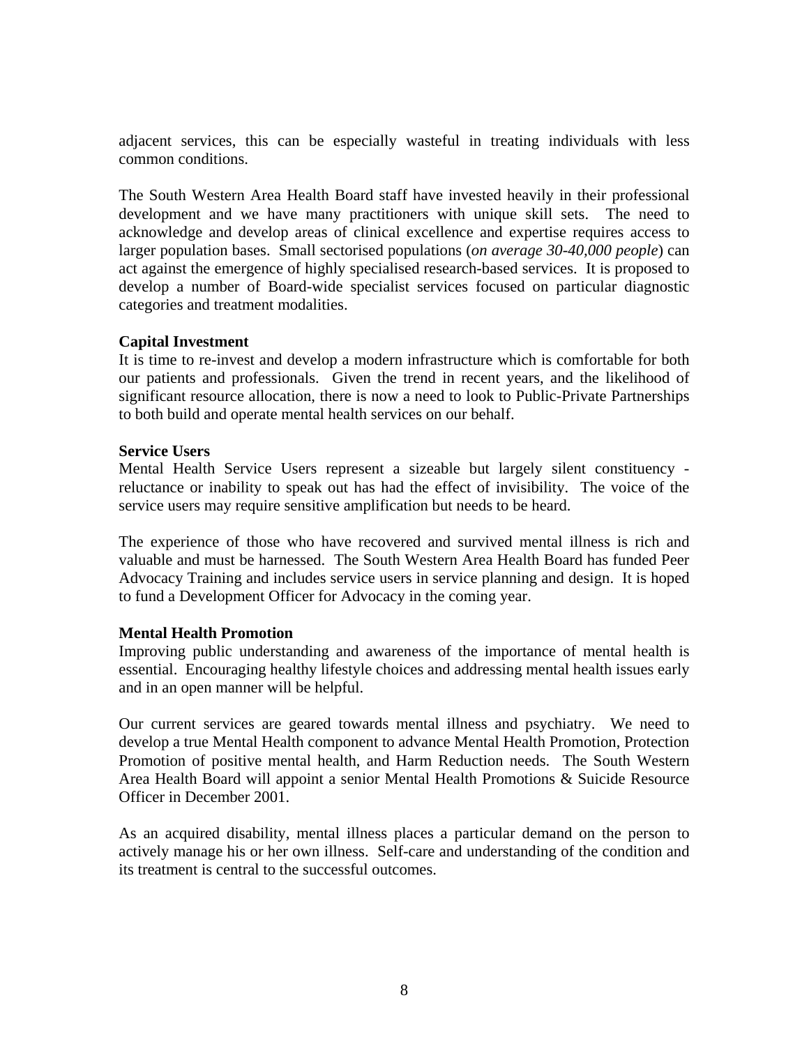adjacent services, this can be especially wasteful in treating individuals with less common conditions.

The South Western Area Health Board staff have invested heavily in their professional development and we have many practitioners with unique skill sets. The need to acknowledge and develop areas of clinical excellence and expertise requires access to larger population bases. Small sectorised populations (*on average 30-40,000 people*) can act against the emergence of highly specialised research-based services. It is proposed to develop a number of Board-wide specialist services focused on particular diagnostic categories and treatment modalities.

**Capital Investment**

It is time to re-invest and develop a modern infrastructure which is comfortable for both our patients and professionals. Given the trend in recent years, and the likelihood of significant resource allocation, there is now a need to look to Public-Private Partnerships to both build and operate mental health services on our behalf.

**Service Users**

Mental Health Service Users represent a sizeable but largely silent constituency - reluctance or inability to speak out has had the effect of invisibility. The voice of the service users may require sensitive amplification but needs to be heard.

The experience of those who have recovered and survived mental illness is rich and valuable and must be harnessed. The South Western Area Health Board has funded Peer Advocacy Training and includes service users in service planning and design. It is hoped to fund a Development Officer for Advocacy in the coming year.

**Mental Health Promotion**

Improving public understanding and awareness of the importance of mental health is essential. Encouraging healthy lifestyle choices and addressing mental health issues early and in an open manner will be helpful.

Our current services are geared towards mental illness and psychiatry. We need to develop a true Mental Health component to advance Mental Health Promotion, Protection Promotion of positive mental health, and Harm Reduction needs. The South Western Area Health Board will appoint a senior Mental Health Promotions & Suicide Resource Officer in December 2001.

As an acquired disability, mental illness places a particular demand on the person to actively manage his or her own illness. Self-care and understanding of the condition and its treatment is central to the successful outcomes.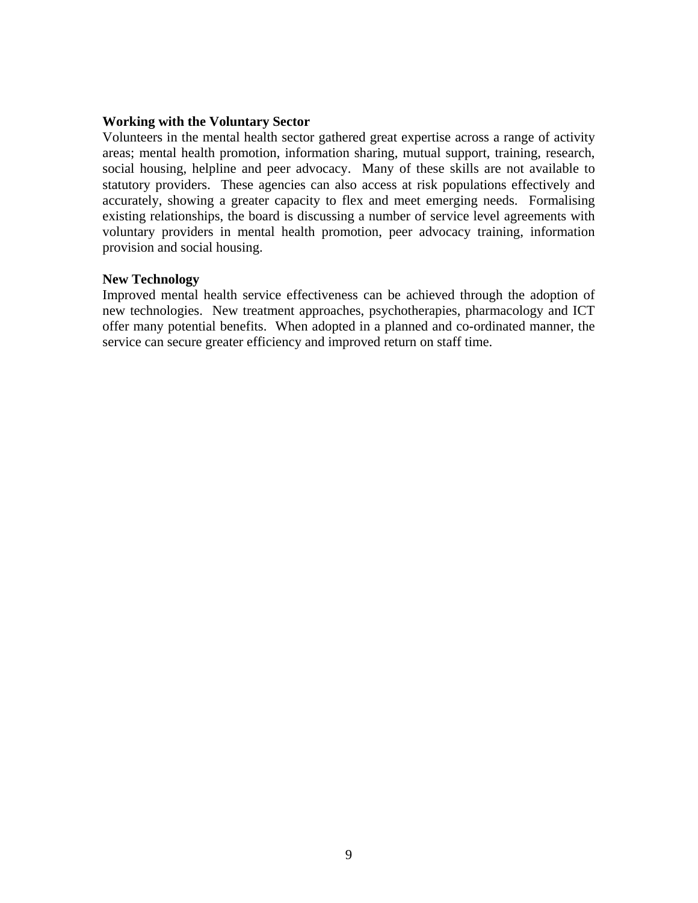**Working with the Voluntary Sector**

Volunteers in the mental health sector gathered great expertise across a range of activity areas; mental health promotion, information sharing, mutual support, training, research, social housing, helpline and peer advocacy. Many of these skills are not available to statutory providers. These agencies can also access at risk populations effectively and accurately, showing a greater capacity to flex and meet emerging needs. Formalising existing relationships, the board is discussing a number of service level agreements with voluntary providers in mental health promotion, peer advocacy training, information provision and social housing.

**New Technology**

Improved mental health service effectiveness can be achieved through the adoption of new technologies. New treatment approaches, psychotherapies, pharmacology and ICT offer many potential benefits. When adopted in a planned and co-ordinated manner, the service can secure greater efficiency and improved return on staff time.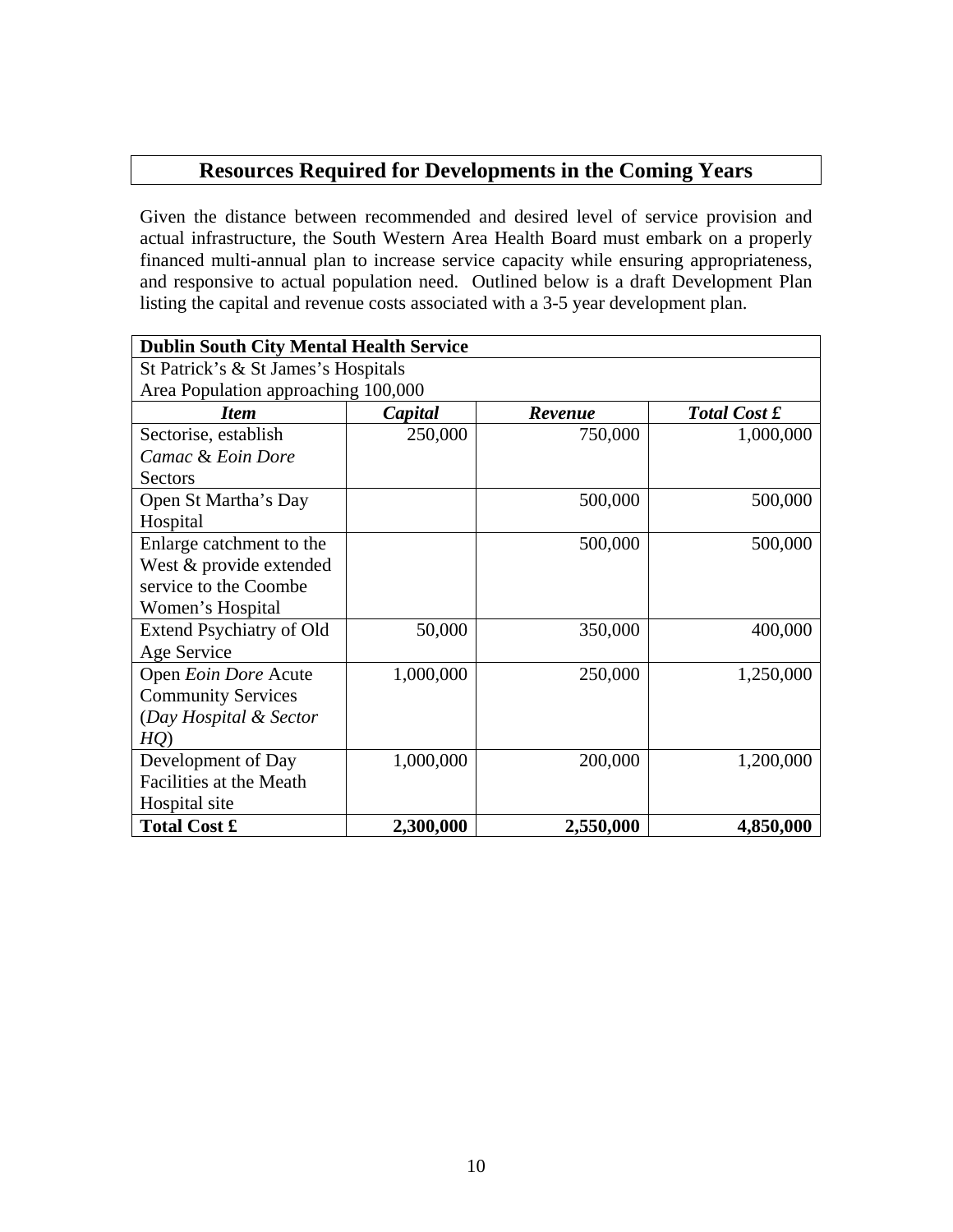## Resources Required for Developments in the Coming Years

Given the distance between recommended and desired level of service provision and actual infrastructure, the South Western Area Health Board must embark on a properly financed multi-annual plan to increase service capacity while ensuring appropriateness, and responsive to actual population need. Outlined below is a draft Development Plan listing the capital and revenue costs associated with a 3-5 year development plan.

| **Dublin South City Mental Health Service** | | | |
|---|---|---|---|
| St Patrick's & St James's Hospitals<br>Area Population approaching 100,000 | | | |
| ***Item*** | ***Capital*** | ***Revenue*** | ***Total Cost £*** |
| Sectorise, establish *Camac* & *Eoin Dore* Sectors | 250,000 | 750,000 | 1,000,000 |
| Open St Martha's Day Hospital | | 500,000 | 500,000 |
| Enlarge catchment to the West & provide extended service to the Coombe Women's Hospital | | 500,000 | 500,000 |
| Extend Psychiatry of Old Age Service | 50,000 | 350,000 | 400,000 |
| Open *Eoin Dore* Acute Community Services (*Day Hospital & Sector HQ*) | 1,000,000 | 250,000 | 1,250,000 |
| Development of Day Facilities at the Meath Hospital site | 1,000,000 | 200,000 | 1,200,000 |
| **Total Cost £** | **2,300,000** | **2,550,000** | **4,850,000** |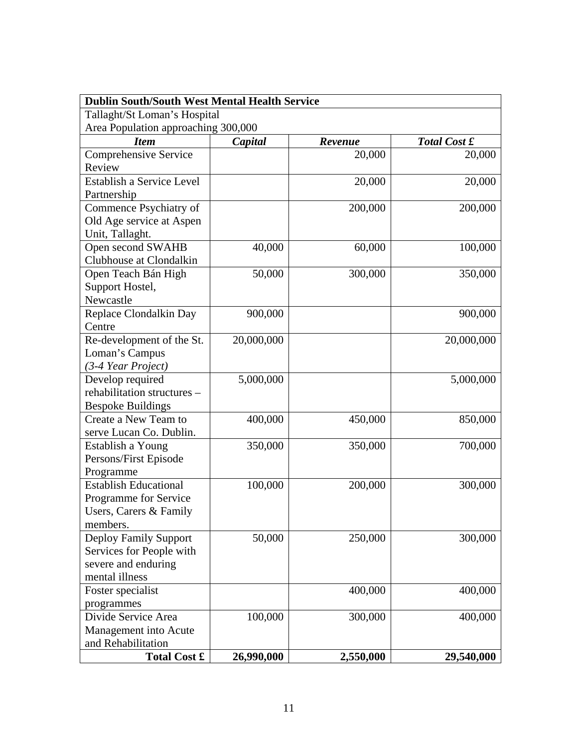| **Dublin South/South West Mental Health Service** | | | |
|---|---|---|---|
| Tallaght/St Loman's Hospital<br>Area Population approaching 300,000 | | | |
| ***Item*** | ***Capital*** | ***Revenue*** | ***Total Cost £*** |
| Comprehensive Service Review | | 20,000 | 20,000 |
| Establish a Service Level Partnership | | 20,000 | 20,000 |
| Commence Psychiatry of Old Age service at Aspen Unit, Tallaght. | | 200,000 | 200,000 |
| Open second SWAHB Clubhouse at Clondalkin | 40,000 | 60,000 | 100,000 |
| Open Teach Bán High Support Hostel, Newcastle | 50,000 | 300,000 | 350,000 |
| Replace Clondalkin Day Centre | 900,000 | | 900,000 |
| Re-development of the St. Loman's Campus *(3-4 Year Project)* | 20,000,000 | | 20,000,000 |
| Develop required rehabilitation structures – Bespoke Buildings | 5,000,000 | | 5,000,000 |
| Create a New Team to serve Lucan Co. Dublin. | 400,000 | 450,000 | 850,000 |
| Establish a Young Persons/First Episode Programme | 350,000 | 350,000 | 700,000 |
| Establish Educational Programme for Service Users, Carers & Family members. | 100,000 | 200,000 | 300,000 |
| Deploy Family Support Services for People with severe and enduring mental illness | 50,000 | 250,000 | 300,000 |
| Foster specialist programmes | | 400,000 | 400,000 |
| Divide Service Area Management into Acute and Rehabilitation | 100,000 | 300,000 | 400,000 |
| **Total Cost £** | **26,990,000** | **2,550,000** | **29,540,000** |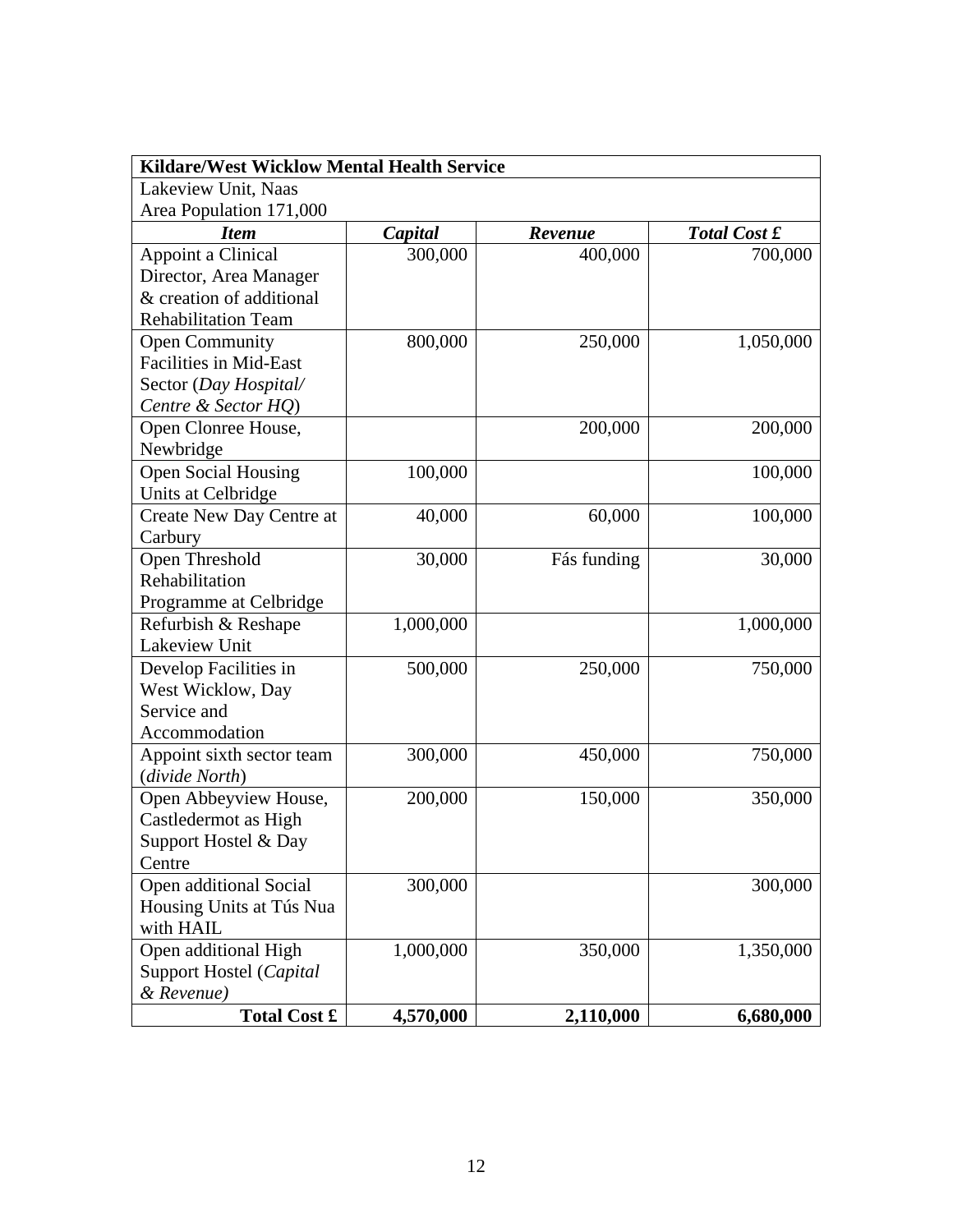| **Kildare/West Wicklow Mental Health Service** | | | |
|---|---|---|---|
| Lakeview Unit, Naas<br>Area Population 171,000 | | | |
| ***Item*** | ***Capital*** | ***Revenue*** | ***Total Cost £*** |
| Appoint a Clinical Director, Area Manager & creation of additional Rehabilitation Team | 300,000 | 400,000 | 700,000 |
| Open Community Facilities in Mid-East Sector (*Day Hospital/ Centre & Sector HQ*) | 800,000 | 250,000 | 1,050,000 |
| Open Clonree House, Newbridge | | 200,000 | 200,000 |
| Open Social Housing Units at Celbridge | 100,000 | | 100,000 |
| Create New Day Centre at Carbury | 40,000 | 60,000 | 100,000 |
| Open Threshold Rehabilitation Programme at Celbridge | 30,000 | Fás funding | 30,000 |
| Refurbish & Reshape Lakeview Unit | 1,000,000 | | 1,000,000 |
| Develop Facilities in West Wicklow, Day Service and Accommodation | 500,000 | 250,000 | 750,000 |
| Appoint sixth sector team (*divide North*) | 300,000 | 450,000 | 750,000 |
| Open Abbeyview House, Castledermot as High Support Hostel & Day Centre | 200,000 | 150,000 | 350,000 |
| Open additional Social Housing Units at Tús Nua with HAIL | 300,000 | | 300,000 |
| Open additional High Support Hostel (*Capital & Revenue)* | 1,000,000 | 350,000 | 1,350,000 |
| **Total Cost £** | **4,570,000** | **2,110,000** | **6,680,000** |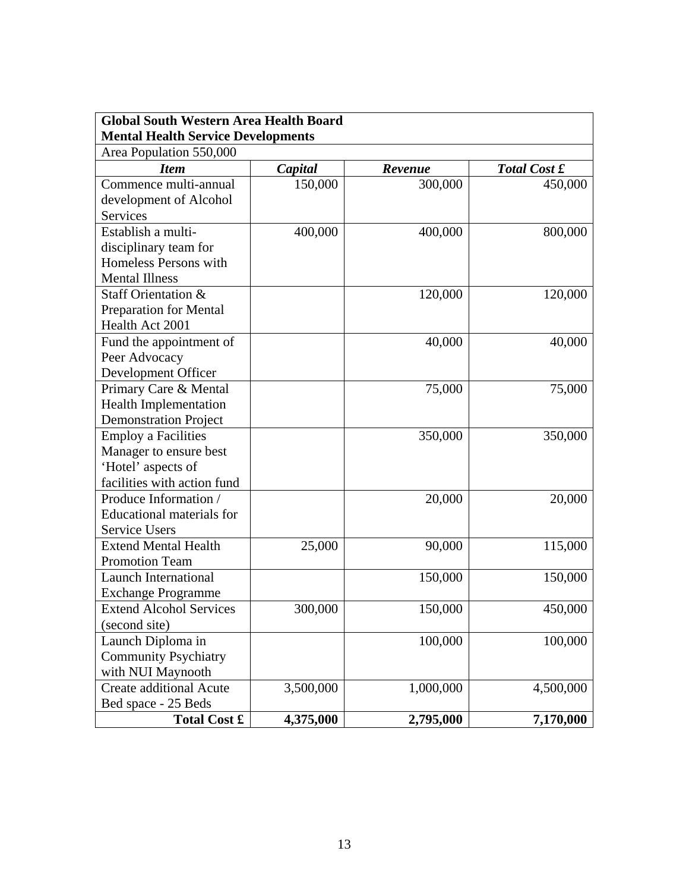| **Global South Western Area Health Board<br>Mental Health Service Developments** | | | |
|---|---|---|---|
| Area Population 550,000 | | | |
| ***Item*** | ***Capital*** | ***Revenue*** | ***Total Cost £*** |
| Commence multi-annual development of Alcohol Services | 150,000 | 300,000 | 450,000 |
| Establish a multi-disciplinary team for Homeless Persons with Mental Illness | 400,000 | 400,000 | 800,000 |
| Staff Orientation & Preparation for Mental Health Act 2001 | | 120,000 | 120,000 |
| Fund the appointment of Peer Advocacy Development Officer | | 40,000 | 40,000 |
| Primary Care & Mental Health Implementation Demonstration Project | | 75,000 | 75,000 |
| Employ a Facilities Manager to ensure best 'Hotel' aspects of facilities with action fund | | 350,000 | 350,000 |
| Produce Information / Educational materials for Service Users | | 20,000 | 20,000 |
| Extend Mental Health Promotion Team | 25,000 | 90,000 | 115,000 |
| Launch International Exchange Programme | | 150,000 | 150,000 |
| Extend Alcohol Services (second site) | 300,000 | 150,000 | 450,000 |
| Launch Diploma in Community Psychiatry with NUI Maynooth | | 100,000 | 100,000 |
| Create additional Acute Bed space - 25 Beds | 3,500,000 | 1,000,000 | 4,500,000 |
| **Total Cost £** | **4,375,000** | **2,795,000** | **7,170,000** |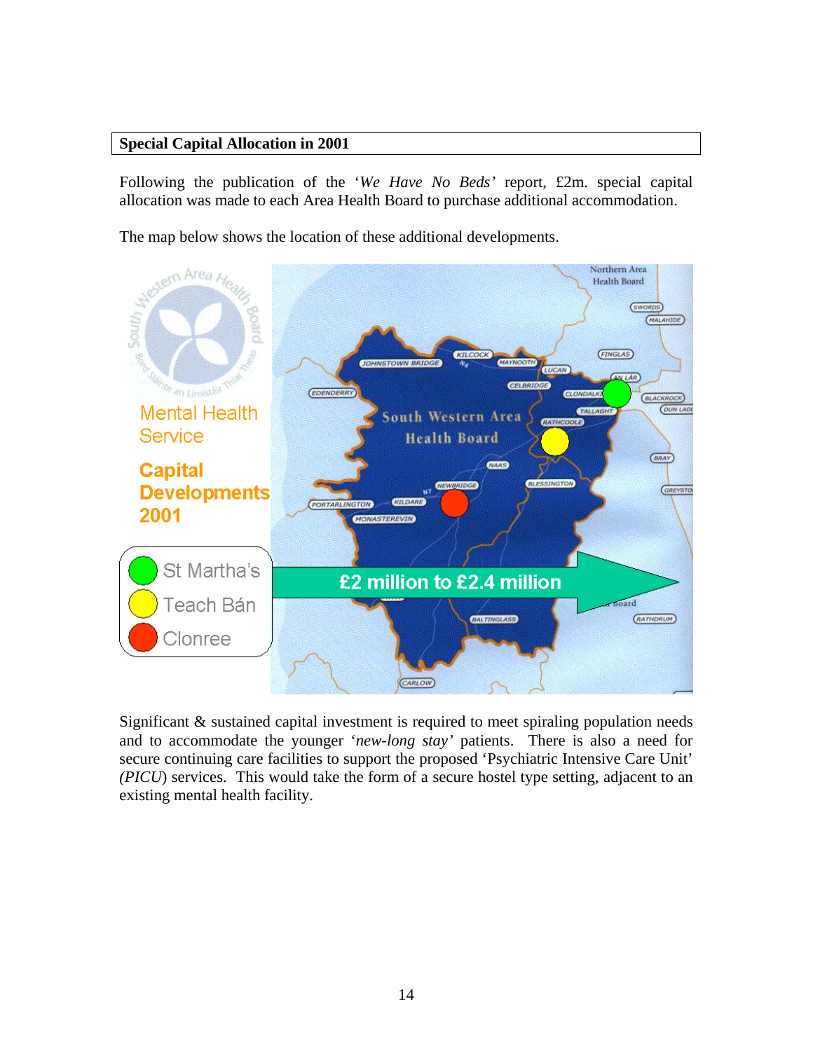## Special Capital Allocation in 2001

Following the publication of the '*We Have No Beds'* report, £2m. special capital allocation was made to each Area Health Board to purchase additional accommodation.

The map below shows the location of these additional developments.

Mental Health Service

**Capital Developments 2001**

- St Martha's
- Teach Bán
- Clonree

£2 million to £2.4 million

Significant & sustained capital investment is required to meet spiraling population needs and to accommodate the younger '*new-long stay'* patients. There is also a need for secure continuing care facilities to support the proposed 'Psychiatric Intensive Care Unit' *(PICU*) services. This would take the form of a secure hostel type setting, adjacent to an existing mental health facility.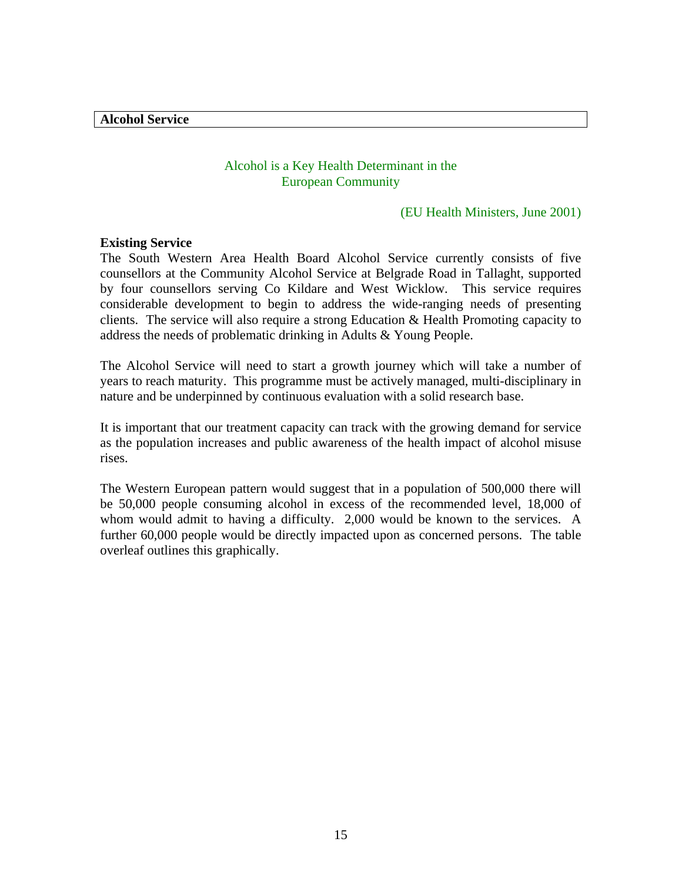## Alcohol Service

Alcohol is a Key Health Determinant in the European Community

(EU Health Ministers, June 2001)

**Existing Service**

The South Western Area Health Board Alcohol Service currently consists of five counsellors at the Community Alcohol Service at Belgrade Road in Tallaght, supported by four counsellors serving Co Kildare and West Wicklow. This service requires considerable development to begin to address the wide-ranging needs of presenting clients. The service will also require a strong Education & Health Promoting capacity to address the needs of problematic drinking in Adults & Young People.

The Alcohol Service will need to start a growth journey which will take a number of years to reach maturity. This programme must be actively managed, multi-disciplinary in nature and be underpinned by continuous evaluation with a solid research base.

It is important that our treatment capacity can track with the growing demand for service as the population increases and public awareness of the health impact of alcohol misuse rises.

The Western European pattern would suggest that in a population of 500,000 there will be 50,000 people consuming alcohol in excess of the recommended level, 18,000 of whom would admit to having a difficulty. 2,000 would be known to the services. A further 60,000 people would be directly impacted upon as concerned persons. The table overleaf outlines this graphically.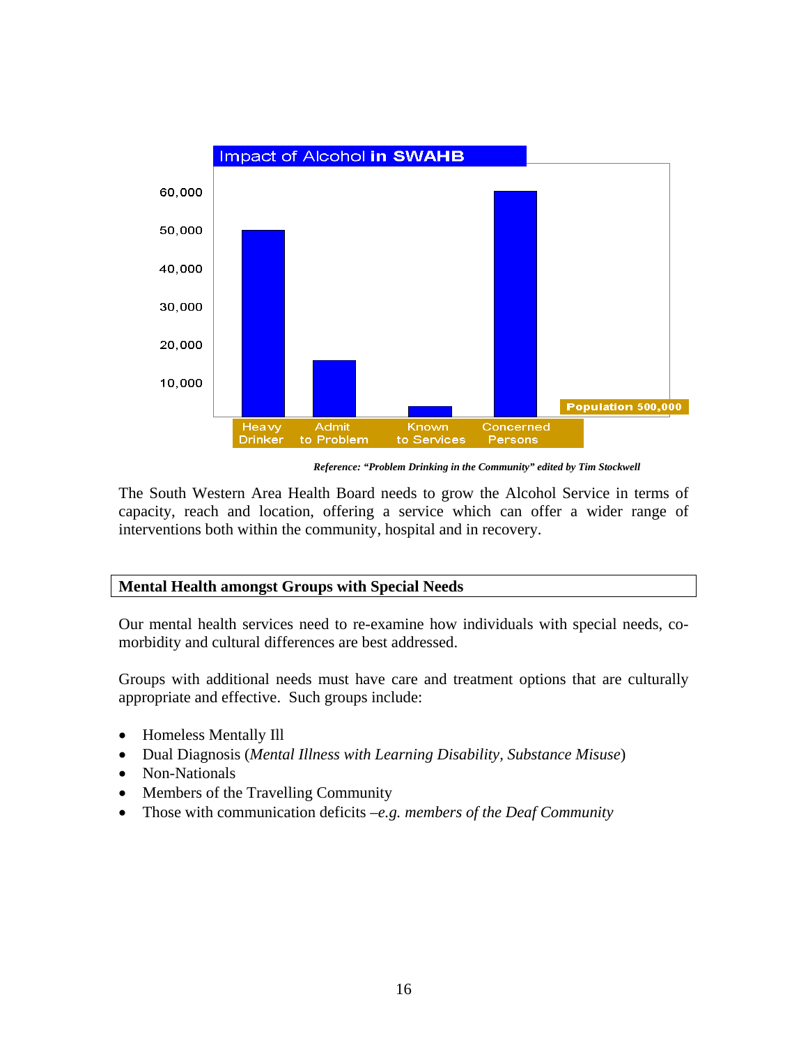**Impact of Alcohol in SWAHB**

| | Heavy Drinker | Admit to Problem | Known to Services | Concerned Persons |
|---|---|---|---|---|
| Approx. number | 50,000 | 15,000 | 3,000 | 60,000 |

Population 500,000

*Reference: "Problem Drinking in the Community" edited by Tim Stockwell*

The South Western Area Health Board needs to grow the Alcohol Service in terms of capacity, reach and location, offering a service which can offer a wider range of interventions both within the community, hospital and in recovery.

## Mental Health amongst Groups with Special Needs

Our mental health services need to re-examine how individuals with special needs, co-morbidity and cultural differences are best addressed.

Groups with additional needs must have care and treatment options that are culturally appropriate and effective. Such groups include:

- Homeless Mentally Ill
- Dual Diagnosis (*Mental Illness with Learning Disability*, *Substance Misuse*)
- Non-Nationals
- Members of the Travelling Community
- Those with communication deficits –*e.g. members of the Deaf Community*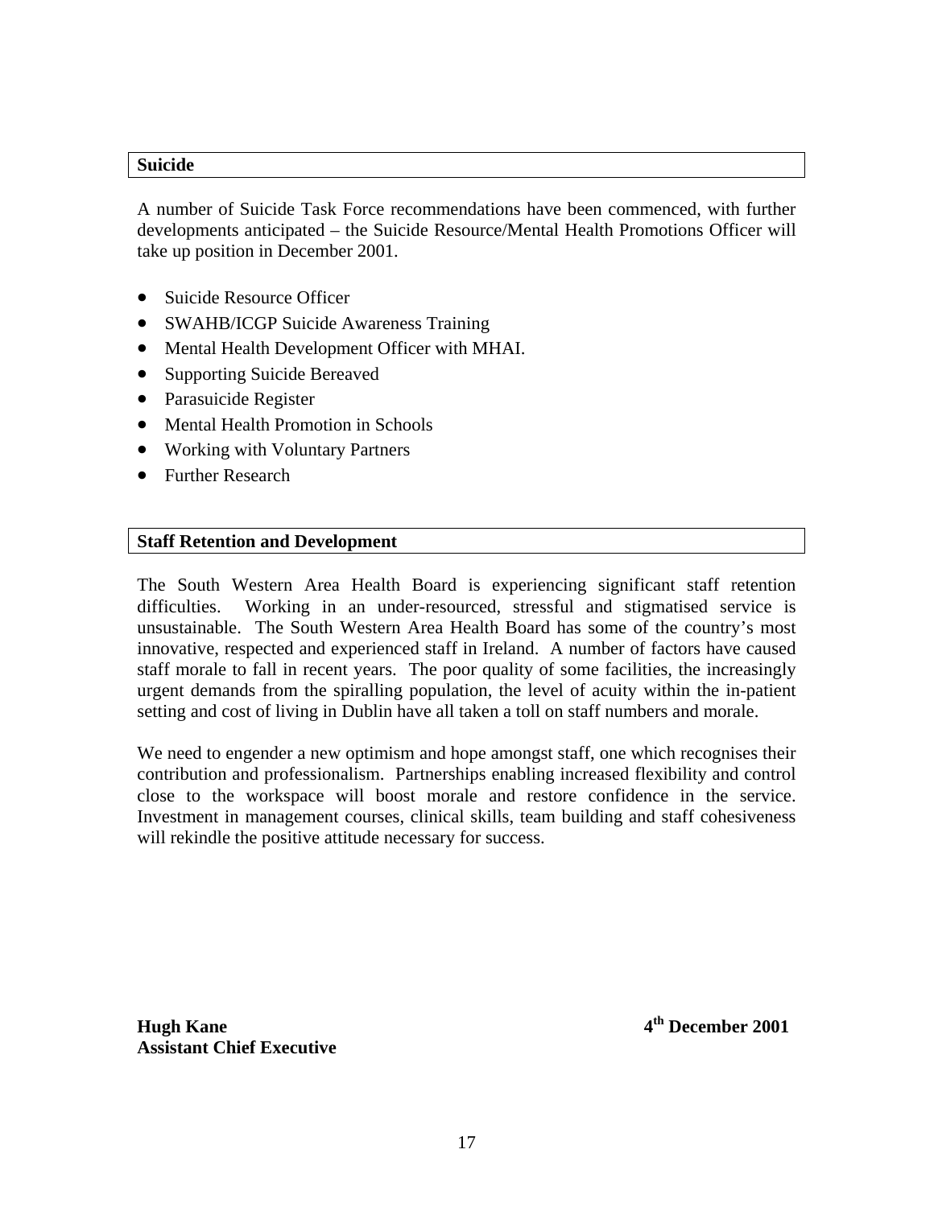## Suicide

A number of Suicide Task Force recommendations have been commenced, with further developments anticipated – the Suicide Resource/Mental Health Promotions Officer will take up position in December 2001.

- Suicide Resource Officer
- SWAHB/ICGP Suicide Awareness Training
- Mental Health Development Officer with MHAI.
- Supporting Suicide Bereaved
- Parasuicide Register
- Mental Health Promotion in Schools
- Working with Voluntary Partners
- Further Research

## Staff Retention and Development

The South Western Area Health Board is experiencing significant staff retention difficulties. Working in an under-resourced, stressful and stigmatised service is unsustainable. The South Western Area Health Board has some of the country's most innovative, respected and experienced staff in Ireland. A number of factors have caused staff morale to fall in recent years. The poor quality of some facilities, the increasingly urgent demands from the spiralling population, the level of acuity within the in-patient setting and cost of living in Dublin have all taken a toll on staff numbers and morale.

We need to engender a new optimism and hope amongst staff, one which recognises their contribution and professionalism. Partnerships enabling increased flexibility and control close to the workspace will boost morale and restore confidence in the service. Investment in management courses, clinical skills, team building and staff cohesiveness will rekindle the positive attitude necessary for success.

**Hugh Kane**
**Assistant Chief Executive**

**4th December 2001**